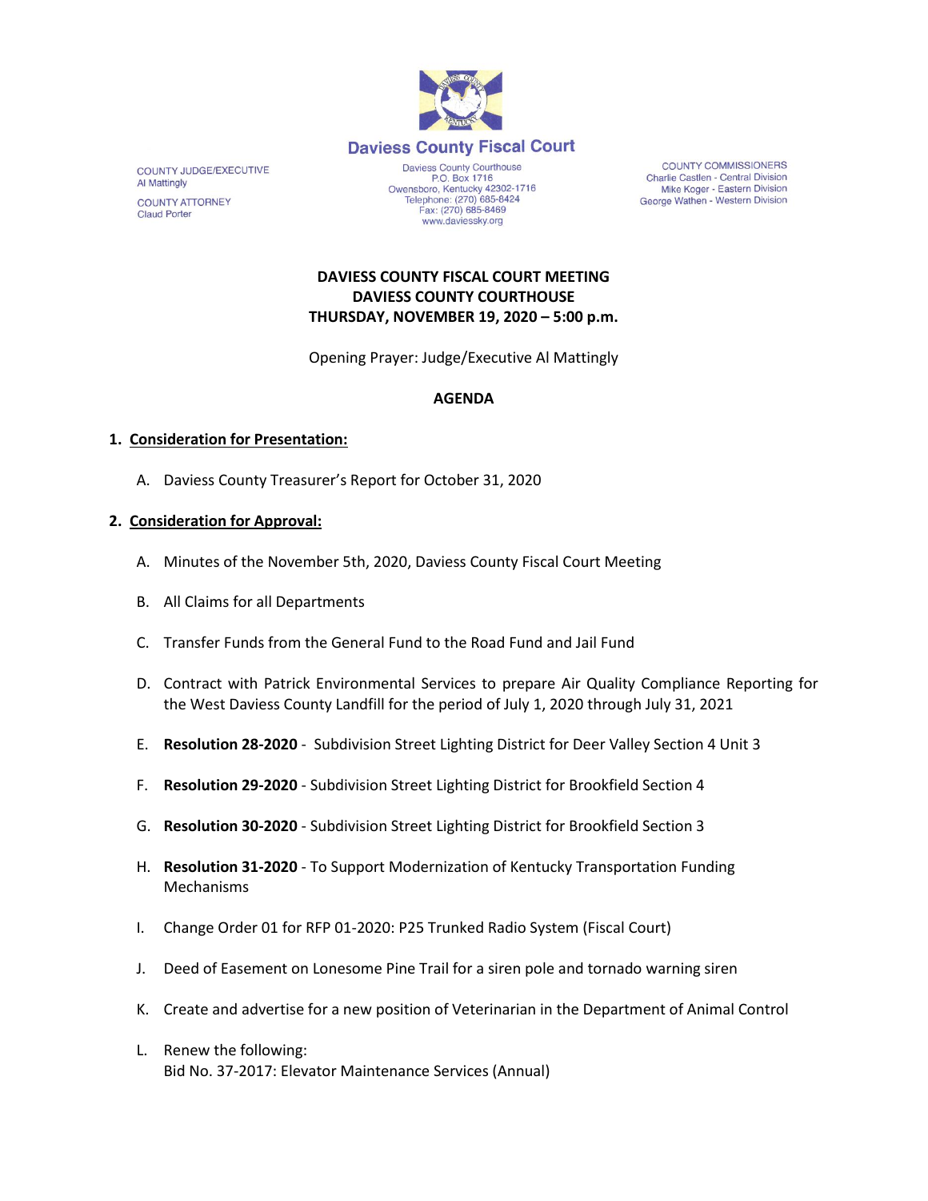# Daviess County Fiscal Court

COUNTY JUDGE/EXECUTIVE
Al Mattingly

COUNTY ATTORNEY
Claud Porter

Daviess County Courthouse
P.O. Box 1716
Owensboro, Kentucky 42302-1716
Telephone: (270) 685-8424
Fax: (270) 685-8469
www.daviessky.org

COUNTY COMMISSIONERS
Charlie Castlen - Central Division
Mike Koger - Eastern Division
George Wathen - Western Division

**DAVIESS COUNTY FISCAL COURT MEETING**
**DAVIESS COUNTY COURTHOUSE**
**THURSDAY, NOVEMBER 19, 2020 – 5:00 p.m.**

Opening Prayer: Judge/Executive Al Mattingly

**AGENDA**

1. **Consideration for Presentation:**

   A. Daviess County Treasurer's Report for October 31, 2020

2. **Consideration for Approval:**

   A. Minutes of the November 5th, 2020, Daviess County Fiscal Court Meeting

   B. All Claims for all Departments

   C. Transfer Funds from the General Fund to the Road Fund and Jail Fund

   D. Contract with Patrick Environmental Services to prepare Air Quality Compliance Reporting for the West Daviess County Landfill for the period of July 1, 2020 through July 31, 2021

   E. **Resolution 28-2020** - Subdivision Street Lighting District for Deer Valley Section 4 Unit 3

   F. **Resolution 29-2020** - Subdivision Street Lighting District for Brookfield Section 4

   G. **Resolution 30-2020** - Subdivision Street Lighting District for Brookfield Section 3

   H. **Resolution 31-2020** - To Support Modernization of Kentucky Transportation Funding Mechanisms

   I. Change Order 01 for RFP 01-2020: P25 Trunked Radio System (Fiscal Court)

   J. Deed of Easement on Lonesome Pine Trail for a siren pole and tornado warning siren

   K. Create and advertise for a new position of Veterinarian in the Department of Animal Control

   L. Renew the following:
   Bid No. 37-2017: Elevator Maintenance Services (Annual)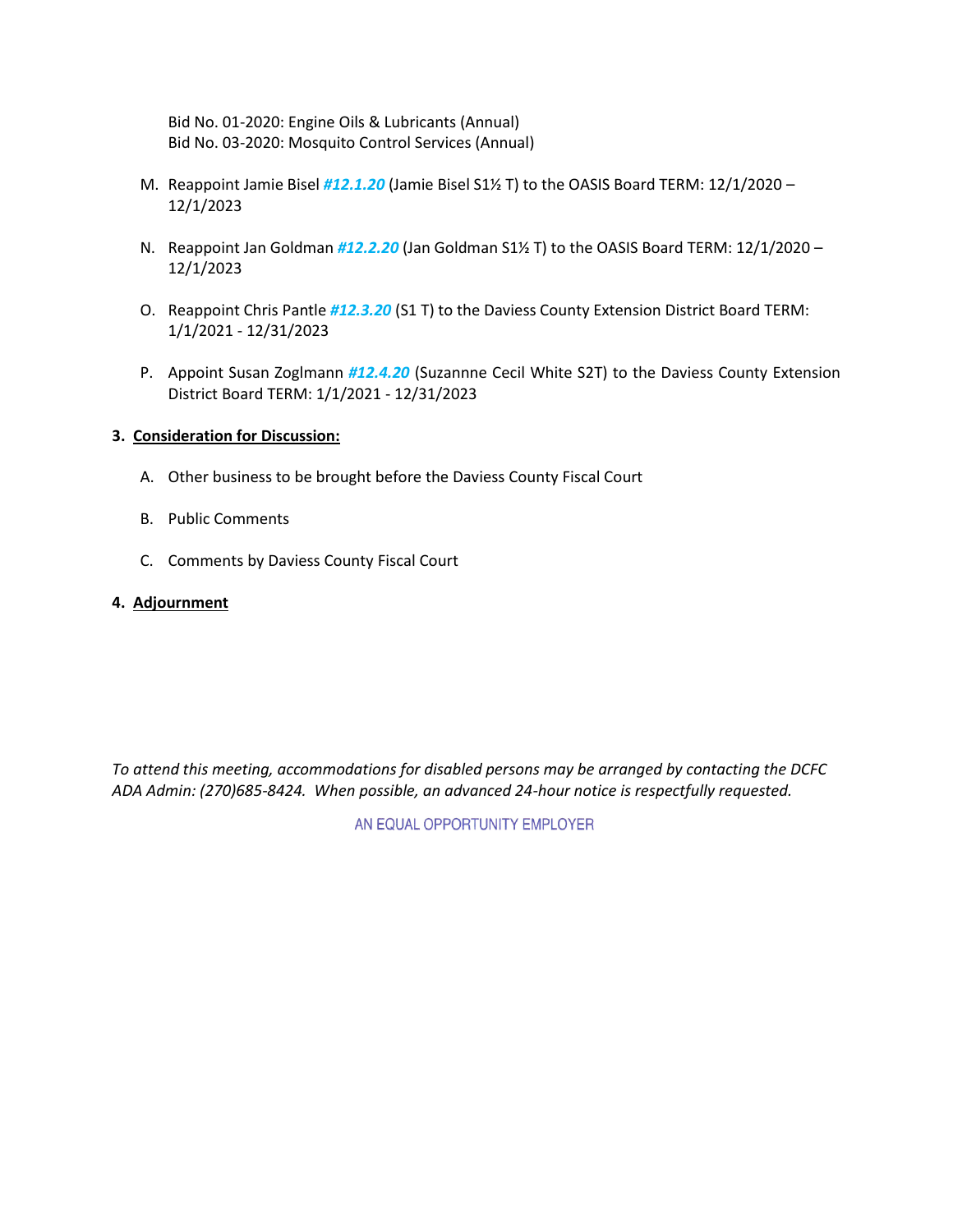Bid No. 01-2020: Engine Oils & Lubricants (Annual)
Bid No. 03-2020: Mosquito Control Services (Annual)

M. Reappoint Jamie Bisel ***#12.1.20*** (Jamie Bisel S1½ T) to the OASIS Board TERM: 12/1/2020 – 12/1/2023

N. Reappoint Jan Goldman ***#12.2.20*** (Jan Goldman S1½ T) to the OASIS Board TERM: 12/1/2020 – 12/1/2023

O. Reappoint Chris Pantle ***#12.3.20*** (S1 T) to the Daviess County Extension District Board TERM: 1/1/2021 - 12/31/2023

P. Appoint Susan Zoglmann ***#12.4.20*** (Suzannne Cecil White S2T) to the Daviess County Extension District Board TERM: 1/1/2021 - 12/31/2023

**3. Consideration for Discussion:**

A. Other business to be brought before the Daviess County Fiscal Court

B. Public Comments

C. Comments by Daviess County Fiscal Court

**4. Adjournment**

*To attend this meeting, accommodations for disabled persons may be arranged by contacting the DCFC ADA Admin: (270)685-8424. When possible, an advanced 24-hour notice is respectfully requested.*

AN EQUAL OPPORTUNITY EMPLOYER